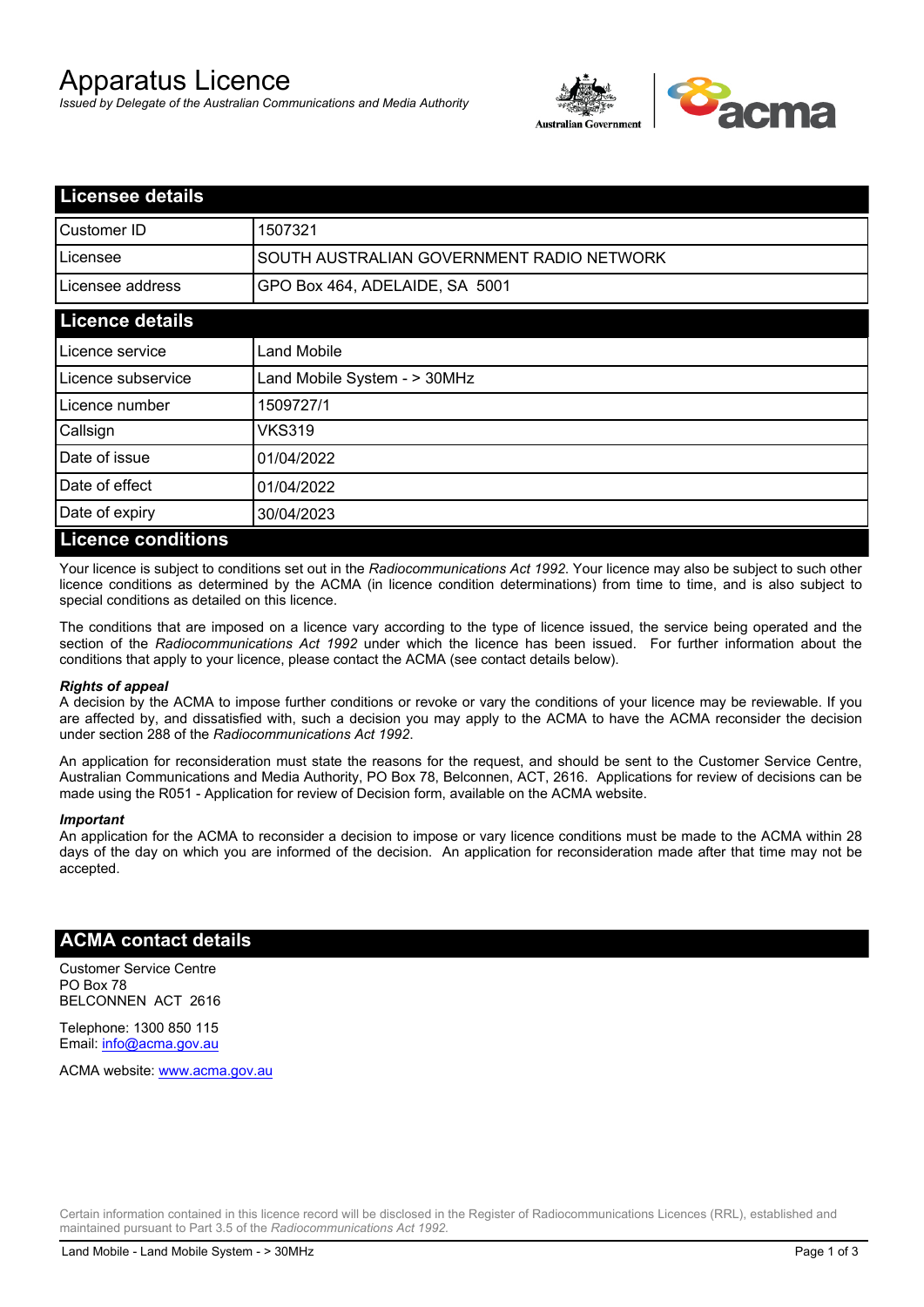# Apparatus Licence

*Issued by Delegate of the Australian Communications and Media Authority*

## Licensee details

| | |
|---|---|
| Customer ID | 1507321 |
| Licensee | SOUTH AUSTRALIAN GOVERNMENT RADIO NETWORK |
| Licensee address | GPO Box 464, ADELAIDE, SA 5001 |

## Licence details

| | |
|---|---|
| Licence service | Land Mobile |
| Licence subservice | Land Mobile System - > 30MHz |
| Licence number | 1509727/1 |
| Callsign | VKS319 |
| Date of issue | 01/04/2022 |
| Date of effect | 01/04/2022 |
| Date of expiry | 30/04/2023 |

## Licence conditions

Your licence is subject to conditions set out in the *Radiocommunications Act 1992*. Your licence may also be subject to such other licence conditions as determined by the ACMA (in licence condition determinations) from time to time, and is also subject to special conditions as detailed on this licence.

The conditions that are imposed on a licence vary according to the type of licence issued, the service being operated and the section of the *Radiocommunications Act 1992* under which the licence has been issued. For further information about the conditions that apply to your licence, please contact the ACMA (see contact details below).

***Rights of appeal***

A decision by the ACMA to impose further conditions or revoke or vary the conditions of your licence may be reviewable. If you are affected by, and dissatisfied with, such a decision you may apply to the ACMA to have the ACMA reconsider the decision under section 288 of the *Radiocommunications Act 1992*.

An application for reconsideration must state the reasons for the request, and should be sent to the Customer Service Centre, Australian Communications and Media Authority, PO Box 78, Belconnen, ACT, 2616. Applications for review of decisions can be made using the R051 - Application for review of Decision form, available on the ACMA website.

***Important***

An application for the ACMA to reconsider a decision to impose or vary licence conditions must be made to the ACMA within 28 days of the day on which you are informed of the decision. An application for reconsideration made after that time may not be accepted.

## ACMA contact details

Customer Service Centre
PO Box 78
BELCONNEN ACT 2616

Telephone: 1300 850 115
Email: info@acma.gov.au

ACMA website: www.acma.gov.au

Certain information contained in this licence record will be disclosed in the Register of Radiocommunications Licences (RRL), established and maintained pursuant to Part 3.5 of the *Radiocommunications Act 1992.*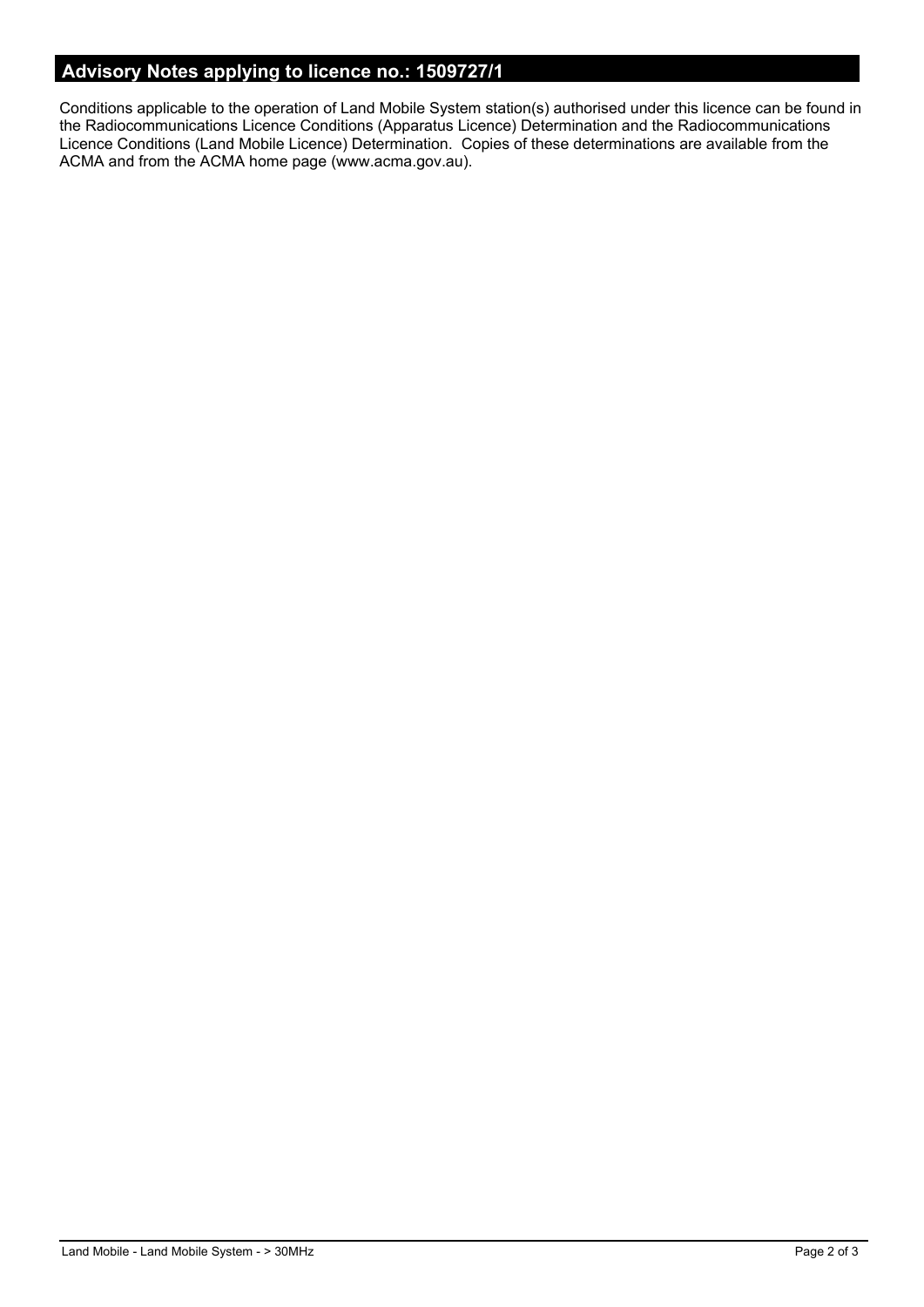## Advisory Notes applying to licence no.: 1509727/1

Conditions applicable to the operation of Land Mobile System station(s) authorised under this licence can be found in the Radiocommunications Licence Conditions (Apparatus Licence) Determination and the Radiocommunications Licence Conditions (Land Mobile Licence) Determination. Copies of these determinations are available from the ACMA and from the ACMA home page (www.acma.gov.au).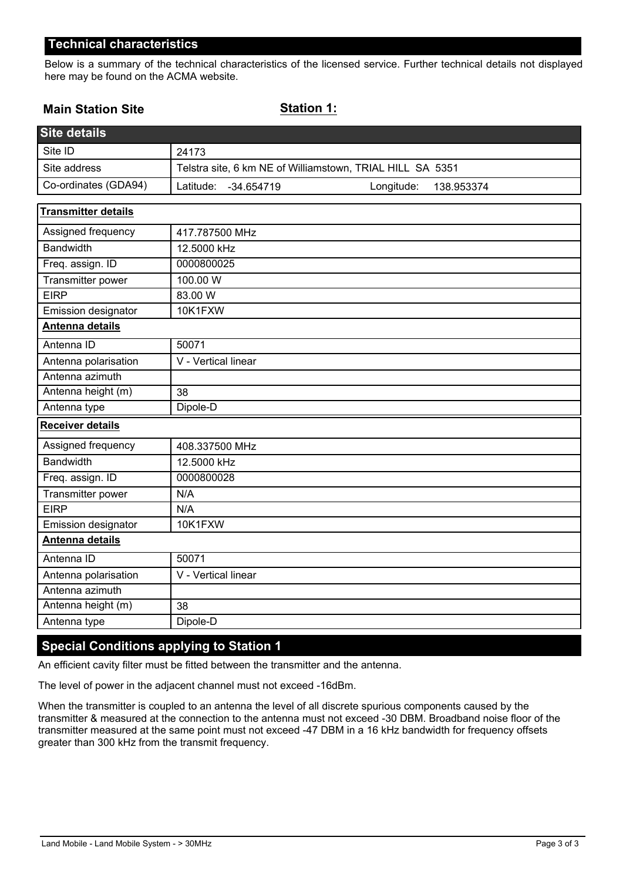## Technical characteristics

Below is a summary of the technical characteristics of the licensed service. Further technical details not displayed here may be found on the ACMA website.

**Main Station Site** **Station 1:**

| Site details | |
|---|---|
| Site ID | 24173 |
| Site address | Telstra site, 6 km NE of Williamstown, TRIAL HILL SA 5351 |
| Co-ordinates (GDA94) | Latitude: -34.654719 Longitude: 138.953374 |

| Transmitter details | |
|---|---|
| Assigned frequency | 417.787500 MHz |
| Bandwidth | 12.5000 kHz |
| Freq. assign. ID | 0000800025 |
| Transmitter power | 100.00 W |
| EIRP | 83.00 W |
| Emission designator | 10K1FXW |
| **Antenna details** | |
| Antenna ID | 50071 |
| Antenna polarisation | V - Vertical linear |
| Antenna azimuth | |
| Antenna height (m) | 38 |
| Antenna type | Dipole-D |
| **Receiver details** | |
| Assigned frequency | 408.337500 MHz |
| Bandwidth | 12.5000 kHz |
| Freq. assign. ID | 0000800028 |
| Transmitter power | N/A |
| EIRP | N/A |
| Emission designator | 10K1FXW |
| **Antenna details** | |
| Antenna ID | 50071 |
| Antenna polarisation | V - Vertical linear |
| Antenna azimuth | |
| Antenna height (m) | 38 |
| Antenna type | Dipole-D |

## Special Conditions applying to Station 1

An efficient cavity filter must be fitted between the transmitter and the antenna.

The level of power in the adjacent channel must not exceed -16dBm.

When the transmitter is coupled to an antenna the level of all discrete spurious components caused by the transmitter & measured at the connection to the antenna must not exceed -30 DBM. Broadband noise floor of the transmitter measured at the same point must not exceed -47 DBM in a 16 kHz bandwidth for frequency offsets greater than 300 kHz from the transmit frequency.